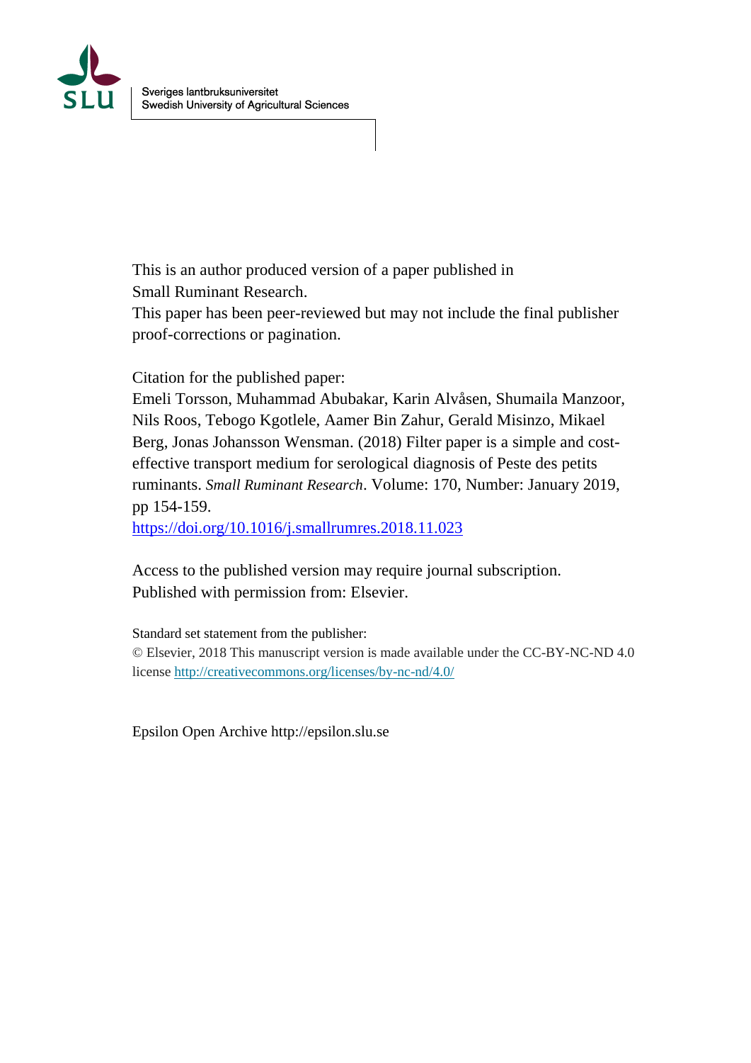Sveriges lantbruksuniversitet
Swedish University of Agricultural Sciences

This is an author produced version of a paper published in
Small Ruminant Research.
This paper has been peer-reviewed but may not include the final publisher proof-corrections or pagination.

Citation for the published paper:
Emeli Torsson, Muhammad Abubakar, Karin Alvåsen, Shumaila Manzoor, Nils Roos, Tebogo Kgotlele, Aamer Bin Zahur, Gerald Misinzo, Mikael Berg, Jonas Johansson Wensman. (2018) Filter paper is a simple and cost-effective transport medium for serological diagnosis of Peste des petits ruminants. *Small Ruminant Research*. Volume: 170, Number: January 2019, pp 154-159.
https://doi.org/10.1016/j.smallrumres.2018.11.023

Access to the published version may require journal subscription.
Published with permission from: Elsevier.

Standard set statement from the publisher:
© Elsevier, 2018 This manuscript version is made available under the CC-BY-NC-ND 4.0 license http://creativecommons.org/licenses/by-nc-nd/4.0/

Epsilon Open Archive http://epsilon.slu.se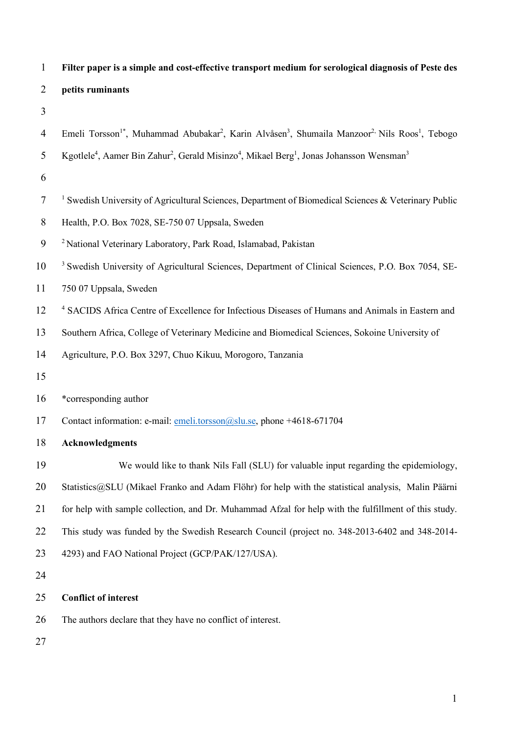**Filter paper is a simple and cost-effective transport medium for serological diagnosis of Peste des petits ruminants**

Emeli Torsson[1*], Muhammad Abubakar[2], Karin Alvåsen[3], Shumaila Manzoor[2], Nils Roos[1], Tebogo Kgotlele[4], Aamer Bin Zahur[2], Gerald Misinzo[4], Mikael Berg[1], Jonas Johansson Wensman[3]

[1] Swedish University of Agricultural Sciences, Department of Biomedical Sciences & Veterinary Public Health, P.O. Box 7028, SE-750 07 Uppsala, Sweden

[2] National Veterinary Laboratory, Park Road, Islamabad, Pakistan

[3] Swedish University of Agricultural Sciences, Department of Clinical Sciences, P.O. Box 7054, SE-750 07 Uppsala, Sweden

[4] SACIDS Africa Centre of Excellence for Infectious Diseases of Humans and Animals in Eastern and Southern Africa, College of Veterinary Medicine and Biomedical Sciences, Sokoine University of Agriculture, P.O. Box 3297, Chuo Kikuu, Morogoro, Tanzania

*corresponding author

Contact information: e-mail: emeli.torsson@slu.se, phone +4618-671704

**Acknowledgments**

We would like to thank Nils Fall (SLU) for valuable input regarding the epidemiology, Statistics@SLU (Mikael Franko and Adam Flöhr) for help with the statistical analysis, Malin Päärni for help with sample collection, and Dr. Muhammad Afzal for help with the fulfillment of this study. This study was funded by the Swedish Research Council (project no. 348-2013-6402 and 348-2014-4293) and FAO National Project (GCP/PAK/127/USA).

**Conflict of interest**

The authors declare that they have no conflict of interest.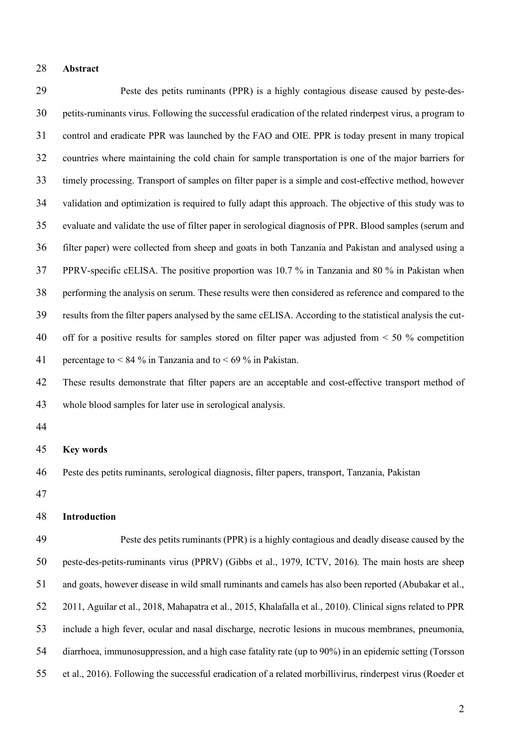## Abstract

Peste des petits ruminants (PPR) is a highly contagious disease caused by peste-des-petits-ruminants virus. Following the successful eradication of the related rinderpest virus, a program to control and eradicate PPR was launched by the FAO and OIE. PPR is today present in many tropical countries where maintaining the cold chain for sample transportation is one of the major barriers for timely processing. Transport of samples on filter paper is a simple and cost-effective method, however validation and optimization is required to fully adapt this approach. The objective of this study was to evaluate and validate the use of filter paper in serological diagnosis of PPR. Blood samples (serum and filter paper) were collected from sheep and goats in both Tanzania and Pakistan and analysed using a PPRV-specific cELISA. The positive proportion was 10.7 % in Tanzania and 80 % in Pakistan when performing the analysis on serum. These results were then considered as reference and compared to the results from the filter papers analysed by the same cELISA. According to the statistical analysis the cut-off for a positive results for samples stored on filter paper was adjusted from < 50 % competition percentage to < 84 % in Tanzania and to < 69 % in Pakistan.

These results demonstrate that filter papers are an acceptable and cost-effective transport method of whole blood samples for later use in serological analysis.

## Key words

Peste des petits ruminants, serological diagnosis, filter papers, transport, Tanzania, Pakistan

## Introduction

Peste des petits ruminants (PPR) is a highly contagious and deadly disease caused by the peste-des-petits-ruminants virus (PPRV) (Gibbs et al., 1979, ICTV, 2016). The main hosts are sheep and goats, however disease in wild small ruminants and camels has also been reported (Abubakar et al., 2011, Aguilar et al., 2018, Mahapatra et al., 2015, Khalafalla et al., 2010). Clinical signs related to PPR include a high fever, ocular and nasal discharge, necrotic lesions in mucous membranes, pneumonia, diarrhoea, immunosuppression, and a high case fatality rate (up to 90%) in an epidemic setting (Torsson et al., 2016). Following the successful eradication of a related morbillivirus, rinderpest virus (Roeder et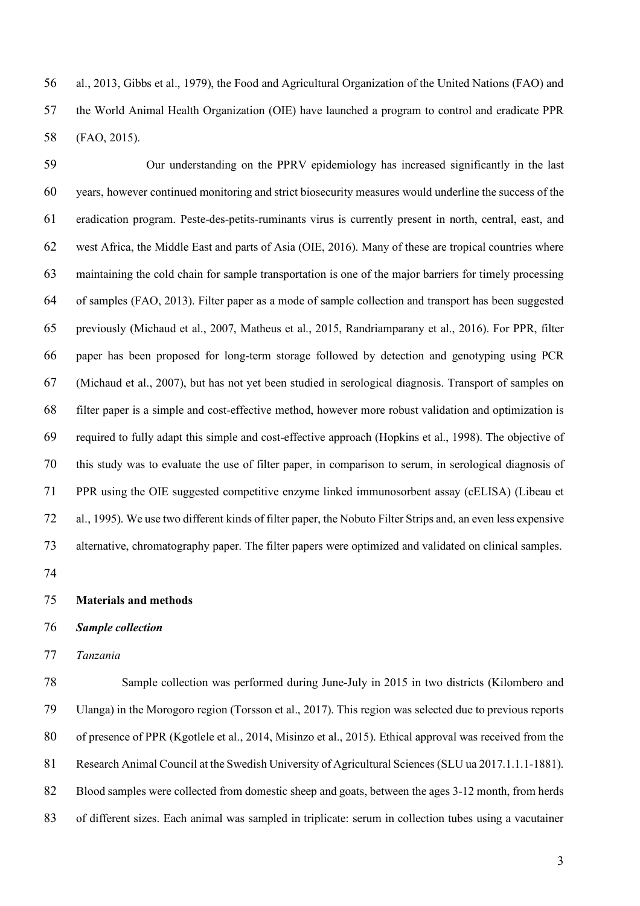al., 2013, Gibbs et al., 1979), the Food and Agricultural Organization of the United Nations (FAO) and the World Animal Health Organization (OIE) have launched a program to control and eradicate PPR (FAO, 2015).

Our understanding on the PPRV epidemiology has increased significantly in the last years, however continued monitoring and strict biosecurity measures would underline the success of the eradication program. Peste-des-petits-ruminants virus is currently present in north, central, east, and west Africa, the Middle East and parts of Asia (OIE, 2016). Many of these are tropical countries where maintaining the cold chain for sample transportation is one of the major barriers for timely processing of samples (FAO, 2013). Filter paper as a mode of sample collection and transport has been suggested previously (Michaud et al., 2007, Matheus et al., 2015, Randriamparany et al., 2016). For PPR, filter paper has been proposed for long-term storage followed by detection and genotyping using PCR (Michaud et al., 2007), but has not yet been studied in serological diagnosis. Transport of samples on filter paper is a simple and cost-effective method, however more robust validation and optimization is required to fully adapt this simple and cost-effective approach (Hopkins et al., 1998). The objective of this study was to evaluate the use of filter paper, in comparison to serum, in serological diagnosis of PPR using the OIE suggested competitive enzyme linked immunosorbent assay (cELISA) (Libeau et al., 1995). We use two different kinds of filter paper, the Nobuto Filter Strips and, an even less expensive alternative, chromatography paper. The filter papers were optimized and validated on clinical samples.

## Materials and methods

### *Sample collection*

*Tanzania*

Sample collection was performed during June-July in 2015 in two districts (Kilombero and Ulanga) in the Morogoro region (Torsson et al., 2017). This region was selected due to previous reports of presence of PPR (Kgotlele et al., 2014, Misinzo et al., 2015). Ethical approval was received from the Research Animal Council at the Swedish University of Agricultural Sciences (SLU ua 2017.1.1.1-1881). Blood samples were collected from domestic sheep and goats, between the ages 3-12 month, from herds of different sizes. Each animal was sampled in triplicate: serum in collection tubes using a vacutainer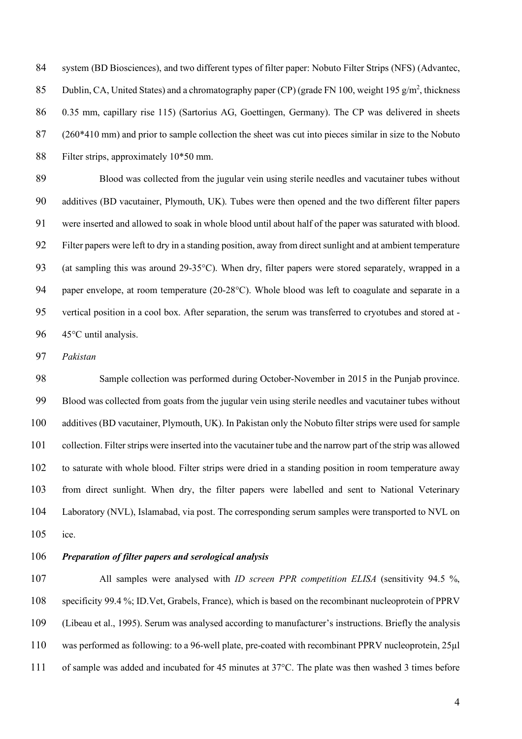system (BD Biosciences), and two different types of filter paper: Nobuto Filter Strips (NFS) (Advantec, Dublin, CA, United States) and a chromatography paper (CP) (grade FN 100, weight 195 g/m$^2$, thickness 0.35 mm, capillary rise 115) (Sartorius AG, Goettingen, Germany). The CP was delivered in sheets (260*410 mm) and prior to sample collection the sheet was cut into pieces similar in size to the Nobuto Filter strips, approximately 10*50 mm.

Blood was collected from the jugular vein using sterile needles and vacutainer tubes without additives (BD vacutainer, Plymouth, UK). Tubes were then opened and the two different filter papers were inserted and allowed to soak in whole blood until about half of the paper was saturated with blood. Filter papers were left to dry in a standing position, away from direct sunlight and at ambient temperature (at sampling this was around 29-35°C). When dry, filter papers were stored separately, wrapped in a paper envelope, at room temperature (20-28°C). Whole blood was left to coagulate and separate in a vertical position in a cool box. After separation, the serum was transferred to cryotubes and stored at -45°C until analysis.

*Pakistan*

Sample collection was performed during October-November in 2015 in the Punjab province. Blood was collected from goats from the jugular vein using sterile needles and vacutainer tubes without additives (BD vacutainer, Plymouth, UK). In Pakistan only the Nobuto filter strips were used for sample collection. Filter strips were inserted into the vacutainer tube and the narrow part of the strip was allowed to saturate with whole blood. Filter strips were dried in a standing position in room temperature away from direct sunlight. When dry, the filter papers were labelled and sent to National Veterinary Laboratory (NVL), Islamabad, via post. The corresponding serum samples were transported to NVL on ice.

***Preparation of filter papers and serological analysis***

All samples were analysed with *ID screen PPR competition ELISA* (sensitivity 94.5 %, specificity 99.4 %; ID.Vet, Grabels, France), which is based on the recombinant nucleoprotein of PPRV (Libeau et al., 1995). Serum was analysed according to manufacturer's instructions. Briefly the analysis was performed as following: to a 96-well plate, pre-coated with recombinant PPRV nucleoprotein, 25µl of sample was added and incubated for 45 minutes at 37°C. The plate was then washed 3 times before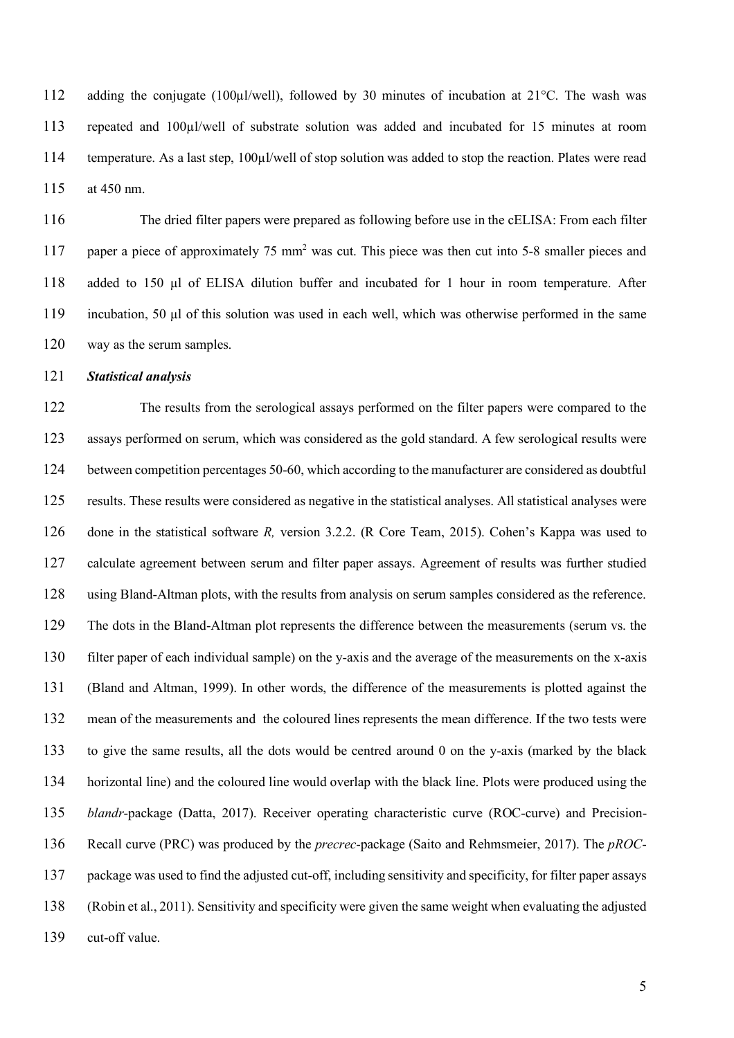adding the conjugate (100µl/well), followed by 30 minutes of incubation at 21°C. The wash was repeated and 100µl/well of substrate solution was added and incubated for 15 minutes at room temperature. As a last step, 100µl/well of stop solution was added to stop the reaction. Plates were read at 450 nm.

The dried filter papers were prepared as following before use in the cELISA: From each filter paper a piece of approximately 75 mm$^2$ was cut. This piece was then cut into 5-8 smaller pieces and added to 150 µl of ELISA dilution buffer and incubated for 1 hour in room temperature. After incubation, 50 µl of this solution was used in each well, which was otherwise performed in the same way as the serum samples.

***Statistical analysis***

The results from the serological assays performed on the filter papers were compared to the assays performed on serum, which was considered as the gold standard. A few serological results were between competition percentages 50-60, which according to the manufacturer are considered as doubtful results. These results were considered as negative in the statistical analyses. All statistical analyses were done in the statistical software *R,* version 3.2.2. (R Core Team, 2015). Cohen's Kappa was used to calculate agreement between serum and filter paper assays. Agreement of results was further studied using Bland-Altman plots, with the results from analysis on serum samples considered as the reference. The dots in the Bland-Altman plot represents the difference between the measurements (serum vs. the filter paper of each individual sample) on the y-axis and the average of the measurements on the x-axis (Bland and Altman, 1999). In other words, the difference of the measurements is plotted against the mean of the measurements and the coloured lines represents the mean difference. If the two tests were to give the same results, all the dots would be centred around 0 on the y-axis (marked by the black horizontal line) and the coloured line would overlap with the black line. Plots were produced using the *blandr*-package (Datta, 2017). Receiver operating characteristic curve (ROC-curve) and Precision-Recall curve (PRC) was produced by the *precrec*-package (Saito and Rehmsmeier, 2017). The *pROC*-package was used to find the adjusted cut-off, including sensitivity and specificity, for filter paper assays (Robin et al., 2011). Sensitivity and specificity were given the same weight when evaluating the adjusted cut-off value.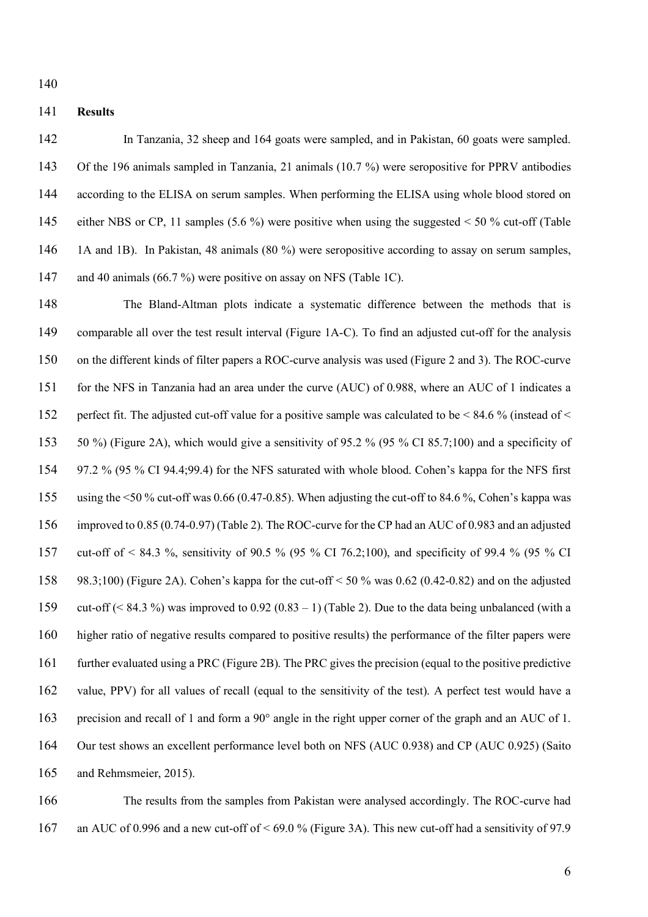## Results

In Tanzania, 32 sheep and 164 goats were sampled, and in Pakistan, 60 goats were sampled. Of the 196 animals sampled in Tanzania, 21 animals (10.7 %) were seropositive for PPRV antibodies according to the ELISA on serum samples. When performing the ELISA using whole blood stored on either NBS or CP, 11 samples (5.6 %) were positive when using the suggested < 50 % cut-off (Table 1A and 1B). In Pakistan, 48 animals (80 %) were seropositive according to assay on serum samples, and 40 animals (66.7 %) were positive on assay on NFS (Table 1C).

The Bland-Altman plots indicate a systematic difference between the methods that is comparable all over the test result interval (Figure 1A-C). To find an adjusted cut-off for the analysis on the different kinds of filter papers a ROC-curve analysis was used (Figure 2 and 3). The ROC-curve for the NFS in Tanzania had an area under the curve (AUC) of 0.988, where an AUC of 1 indicates a perfect fit. The adjusted cut-off value for a positive sample was calculated to be < 84.6 % (instead of < 50 %) (Figure 2A), which would give a sensitivity of 95.2 % (95 % CI 85.7;100) and a specificity of 97.2 % (95 % CI 94.4;99.4) for the NFS saturated with whole blood. Cohen's kappa for the NFS first using the <50 % cut-off was 0.66 (0.47-0.85). When adjusting the cut-off to 84.6 %, Cohen's kappa was improved to 0.85 (0.74-0.97) (Table 2). The ROC-curve for the CP had an AUC of 0.983 and an adjusted cut-off of < 84.3 %, sensitivity of 90.5 % (95 % CI 76.2;100), and specificity of 99.4 % (95 % CI 98.3;100) (Figure 2A). Cohen's kappa for the cut-off < 50 % was 0.62 (0.42-0.82) and on the adjusted cut-off (< 84.3 %) was improved to 0.92 (0.83 – 1) (Table 2). Due to the data being unbalanced (with a higher ratio of negative results compared to positive results) the performance of the filter papers were further evaluated using a PRC (Figure 2B). The PRC gives the precision (equal to the positive predictive value, PPV) for all values of recall (equal to the sensitivity of the test). A perfect test would have a precision and recall of 1 and form a 90° angle in the right upper corner of the graph and an AUC of 1. Our test shows an excellent performance level both on NFS (AUC 0.938) and CP (AUC 0.925) (Saito and Rehmsmeier, 2015).

The results from the samples from Pakistan were analysed accordingly. The ROC-curve had an AUC of 0.996 and a new cut-off of < 69.0 % (Figure 3A). This new cut-off had a sensitivity of 97.9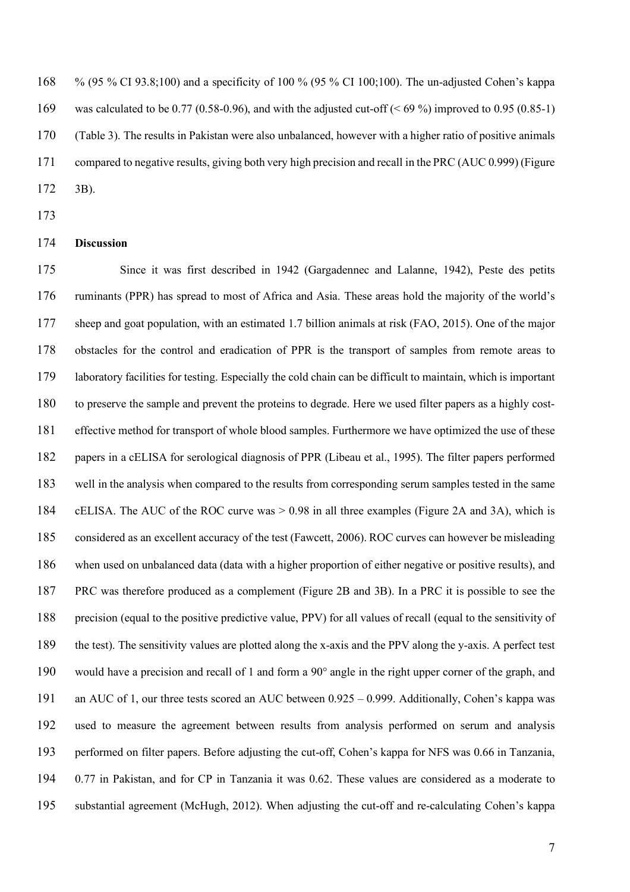% (95 % CI 93.8;100) and a specificity of 100 % (95 % CI 100;100). The un-adjusted Cohen's kappa was calculated to be 0.77 (0.58-0.96), and with the adjusted cut-off (< 69 %) improved to 0.95 (0.85-1) (Table 3). The results in Pakistan were also unbalanced, however with a higher ratio of positive animals compared to negative results, giving both very high precision and recall in the PRC (AUC 0.999) (Figure 3B).

## Discussion

Since it was first described in 1942 (Gargadennec and Lalanne, 1942), Peste des petits ruminants (PPR) has spread to most of Africa and Asia. These areas hold the majority of the world's sheep and goat population, with an estimated 1.7 billion animals at risk (FAO, 2015). One of the major obstacles for the control and eradication of PPR is the transport of samples from remote areas to laboratory facilities for testing. Especially the cold chain can be difficult to maintain, which is important to preserve the sample and prevent the proteins to degrade. Here we used filter papers as a highly cost-effective method for transport of whole blood samples. Furthermore we have optimized the use of these papers in a cELISA for serological diagnosis of PPR (Libeau et al., 1995). The filter papers performed well in the analysis when compared to the results from corresponding serum samples tested in the same cELISA. The AUC of the ROC curve was > 0.98 in all three examples (Figure 2A and 3A), which is considered as an excellent accuracy of the test (Fawcett, 2006). ROC curves can however be misleading when used on unbalanced data (data with a higher proportion of either negative or positive results), and PRC was therefore produced as a complement (Figure 2B and 3B). In a PRC it is possible to see the precision (equal to the positive predictive value, PPV) for all values of recall (equal to the sensitivity of the test). The sensitivity values are plotted along the x-axis and the PPV along the y-axis. A perfect test would have a precision and recall of 1 and form a 90° angle in the right upper corner of the graph, and an AUC of 1, our three tests scored an AUC between 0.925 – 0.999. Additionally, Cohen's kappa was used to measure the agreement between results from analysis performed on serum and analysis performed on filter papers. Before adjusting the cut-off, Cohen's kappa for NFS was 0.66 in Tanzania, 0.77 in Pakistan, and for CP in Tanzania it was 0.62. These values are considered as a moderate to substantial agreement (McHugh, 2012). When adjusting the cut-off and re-calculating Cohen's kappa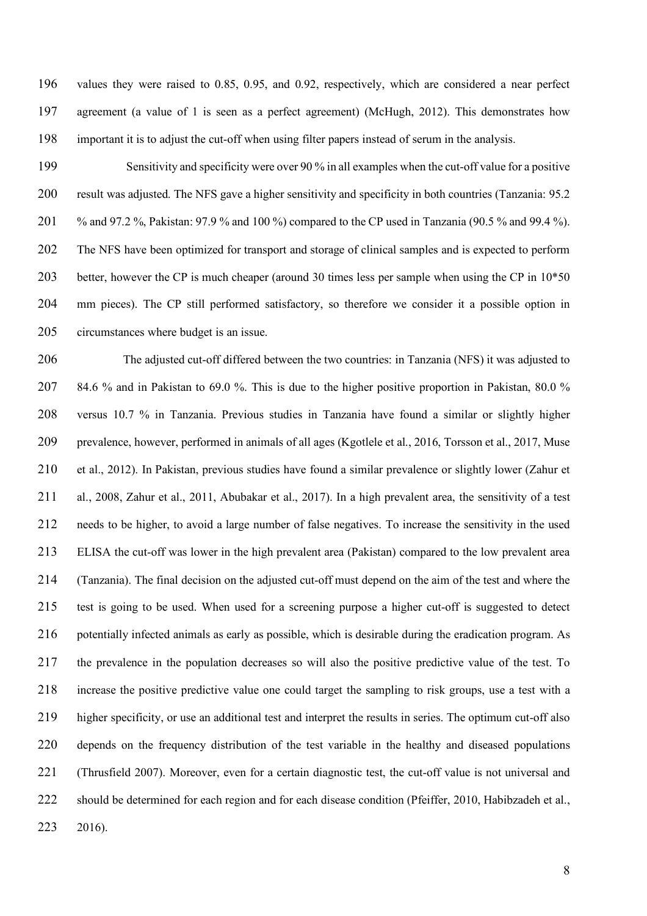values they were raised to 0.85, 0.95, and 0.92, respectively, which are considered a near perfect agreement (a value of 1 is seen as a perfect agreement) (McHugh, 2012). This demonstrates how important it is to adjust the cut-off when using filter papers instead of serum in the analysis.

Sensitivity and specificity were over 90 % in all examples when the cut-off value for a positive result was adjusted. The NFS gave a higher sensitivity and specificity in both countries (Tanzania: 95.2 % and 97.2 %, Pakistan: 97.9 % and 100 %) compared to the CP used in Tanzania (90.5 % and 99.4 %). The NFS have been optimized for transport and storage of clinical samples and is expected to perform better, however the CP is much cheaper (around 30 times less per sample when using the CP in 10*50 mm pieces). The CP still performed satisfactory, so therefore we consider it a possible option in circumstances where budget is an issue.

The adjusted cut-off differed between the two countries: in Tanzania (NFS) it was adjusted to 84.6 % and in Pakistan to 69.0 %. This is due to the higher positive proportion in Pakistan, 80.0 % versus 10.7 % in Tanzania. Previous studies in Tanzania have found a similar or slightly higher prevalence, however, performed in animals of all ages (Kgotlele et al., 2016, Torsson et al., 2017, Muse et al., 2012). In Pakistan, previous studies have found a similar prevalence or slightly lower (Zahur et al., 2008, Zahur et al., 2011, Abubakar et al., 2017). In a high prevalent area, the sensitivity of a test needs to be higher, to avoid a large number of false negatives. To increase the sensitivity in the used ELISA the cut-off was lower in the high prevalent area (Pakistan) compared to the low prevalent area (Tanzania). The final decision on the adjusted cut-off must depend on the aim of the test and where the test is going to be used. When used for a screening purpose a higher cut-off is suggested to detect potentially infected animals as early as possible, which is desirable during the eradication program. As the prevalence in the population decreases so will also the positive predictive value of the test. To increase the positive predictive value one could target the sampling to risk groups, use a test with a higher specificity, or use an additional test and interpret the results in series. The optimum cut-off also depends on the frequency distribution of the test variable in the healthy and diseased populations (Thrusfield 2007). Moreover, even for a certain diagnostic test, the cut-off value is not universal and should be determined for each region and for each disease condition (Pfeiffer, 2010, Habibzadeh et al., 2016).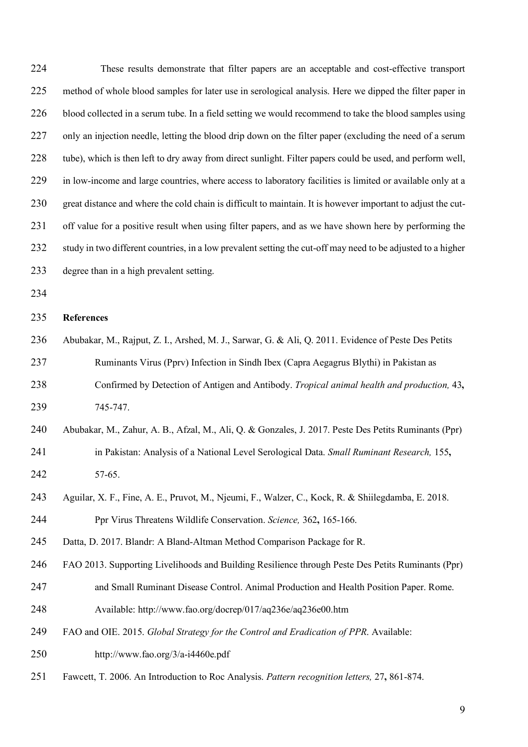These results demonstrate that filter papers are an acceptable and cost-effective transport method of whole blood samples for later use in serological analysis. Here we dipped the filter paper in blood collected in a serum tube. In a field setting we would recommend to take the blood samples using only an injection needle, letting the blood drip down on the filter paper (excluding the need of a serum tube), which is then left to dry away from direct sunlight. Filter papers could be used, and perform well, in low-income and large countries, where access to laboratory facilities is limited or available only at a great distance and where the cold chain is difficult to maintain. It is however important to adjust the cut-off value for a positive result when using filter papers, and as we have shown here by performing the study in two different countries, in a low prevalent setting the cut-off may need to be adjusted to a higher degree than in a high prevalent setting.

## References

Abubakar, M., Rajput, Z. I., Arshed, M. J., Sarwar, G. & Ali, Q. 2011. Evidence of Peste Des Petits Ruminants Virus (Pprv) Infection in Sindh Ibex (Capra Aegagrus Blythi) in Pakistan as Confirmed by Detection of Antigen and Antibody. *Tropical animal health and production,* 43**,** 745-747.

Abubakar, M., Zahur, A. B., Afzal, M., Ali, Q. & Gonzales, J. 2017. Peste Des Petits Ruminants (Ppr) in Pakistan: Analysis of a National Level Serological Data. *Small Ruminant Research,* 155**,** 57-65.

Aguilar, X. F., Fine, A. E., Pruvot, M., Njeumi, F., Walzer, C., Kock, R. & Shiilegdamba, E. 2018. Ppr Virus Threatens Wildlife Conservation. *Science,* 362**,** 165-166.

Datta, D. 2017. Blandr: A Bland-Altman Method Comparison Package for R.

FAO 2013. Supporting Livelihoods and Building Resilience through Peste Des Petits Ruminants (Ppr) and Small Ruminant Disease Control. Animal Production and Health Position Paper. Rome. Available: http://www.fao.org/docrep/017/aq236e/aq236e00.htm

FAO and OIE. 2015. *Global Strategy for the Control and Eradication of PPR*. Available: http://www.fao.org/3/a-i4460e.pdf

Fawcett, T. 2006. An Introduction to Roc Analysis. *Pattern recognition letters,* 27**,** 861-874.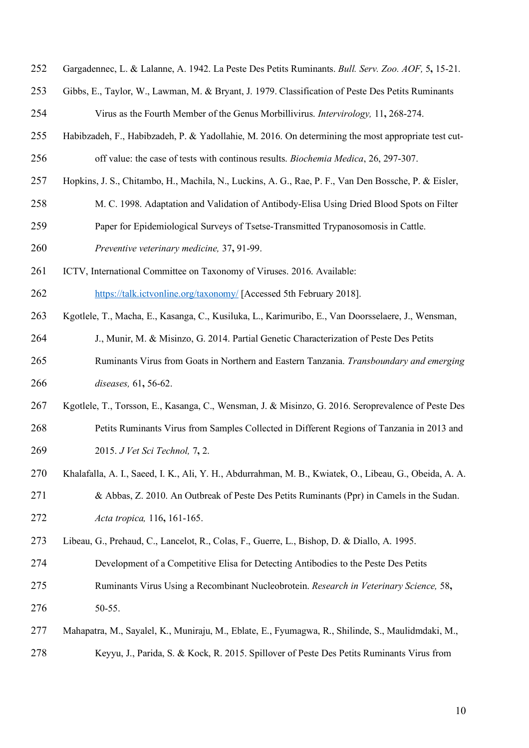Gargadennec, L. & Lalanne, A. 1942. La Peste Des Petits Ruminants. *Bull. Serv. Zoo. AOF,* 5**,** 15-21.

Gibbs, E., Taylor, W., Lawman, M. & Bryant, J. 1979. Classification of Peste Des Petits Ruminants Virus as the Fourth Member of the Genus Morbillivirus. *Intervirology,* 11**,** 268-274.

Habibzadeh, F., Habibzadeh, P. & Yadollahie, M. 2016. On determining the most appropriate test cut-off value: the case of tests with continous results. *Biochemia Medica*, 26, 297-307.

Hopkins, J. S., Chitambo, H., Machila, N., Luckins, A. G., Rae, P. F., Van Den Bossche, P. & Eisler, M. C. 1998. Adaptation and Validation of Antibody-Elisa Using Dried Blood Spots on Filter Paper for Epidemiological Surveys of Tsetse-Transmitted Trypanosomosis in Cattle. *Preventive veterinary medicine,* 37**,** 91-99.

ICTV, International Committee on Taxonomy of Viruses. 2016. Available: https://talk.ictvonline.org/taxonomy/ [Accessed 5th February 2018].

Kgotlele, T., Macha, E., Kasanga, C., Kusiluka, L., Karimuribo, E., Van Doorsselaere, J., Wensman, J., Munir, M. & Misinzo, G. 2014. Partial Genetic Characterization of Peste Des Petits Ruminants Virus from Goats in Northern and Eastern Tanzania. *Transboundary and emerging diseases,* 61**,** 56-62.

Kgotlele, T., Torsson, E., Kasanga, C., Wensman, J. & Misinzo, G. 2016. Seroprevalence of Peste Des Petits Ruminants Virus from Samples Collected in Different Regions of Tanzania in 2013 and 2015. *J Vet Sci Technol,* 7**,** 2.

Khalafalla, A. I., Saeed, I. K., Ali, Y. H., Abdurrahman, M. B., Kwiatek, O., Libeau, G., Obeida, A. A. & Abbas, Z. 2010. An Outbreak of Peste Des Petits Ruminants (Ppr) in Camels in the Sudan. *Acta tropica,* 116**,** 161-165.

Libeau, G., Prehaud, C., Lancelot, R., Colas, F., Guerre, L., Bishop, D. & Diallo, A. 1995. Development of a Competitive Elisa for Detecting Antibodies to the Peste Des Petits Ruminants Virus Using a Recombinant Nucleobrotein. *Research in Veterinary Science,* 58**,** 50-55.

Mahapatra, M., Sayalel, K., Muniraju, M., Eblate, E., Fyumagwa, R., Shilinde, S., Maulidmdaki, M., Keyyu, J., Parida, S. & Kock, R. 2015. Spillover of Peste Des Petits Ruminants Virus from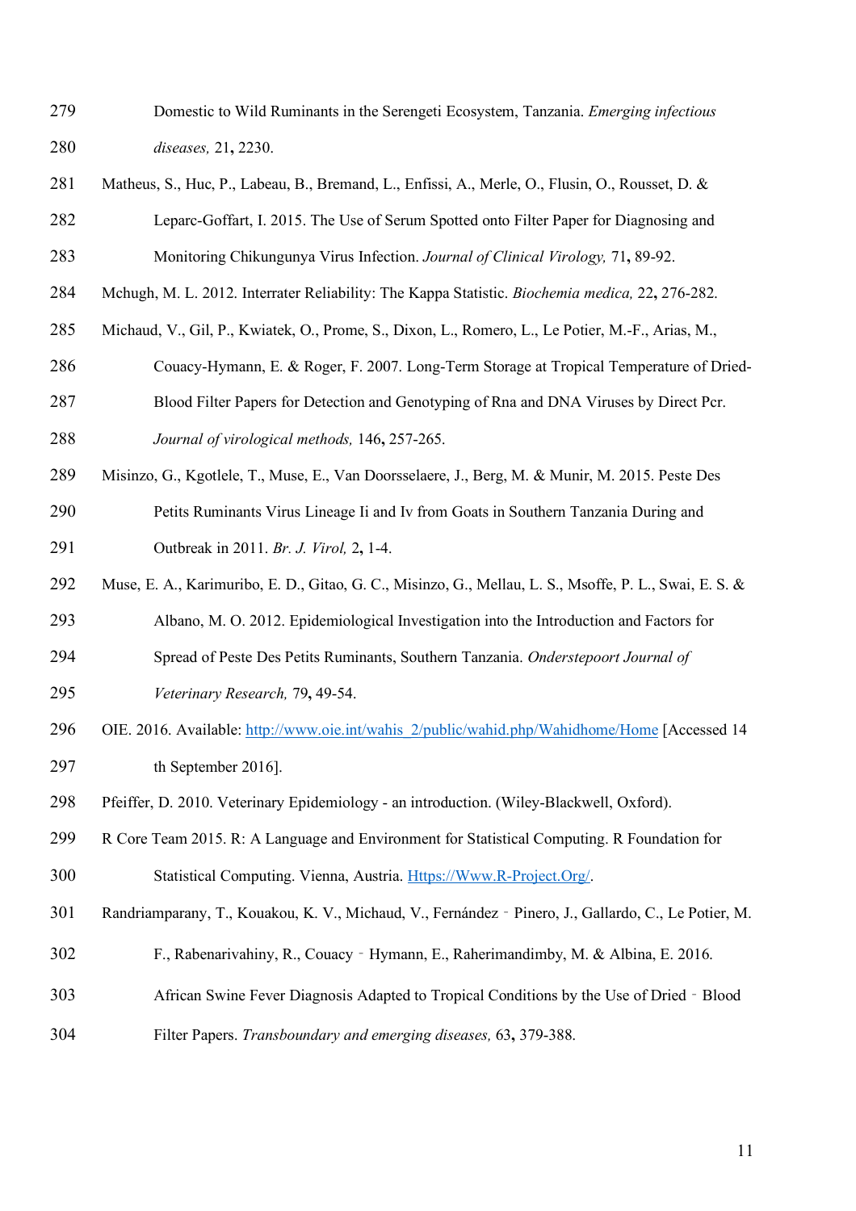Domestic to Wild Ruminants in the Serengeti Ecosystem, Tanzania. *Emerging infectious diseases,* 21**,** 2230.

Matheus, S., Huc, P., Labeau, B., Bremand, L., Enfissi, A., Merle, O., Flusin, O., Rousset, D. & Leparc-Goffart, I. 2015. The Use of Serum Spotted onto Filter Paper for Diagnosing and Monitoring Chikungunya Virus Infection. *Journal of Clinical Virology,* 71**,** 89-92.

Mchugh, M. L. 2012. Interrater Reliability: The Kappa Statistic. *Biochemia medica,* 22**,** 276-282.

Michaud, V., Gil, P., Kwiatek, O., Prome, S., Dixon, L., Romero, L., Le Potier, M.-F., Arias, M., Couacy-Hymann, E. & Roger, F. 2007. Long-Term Storage at Tropical Temperature of Dried-Blood Filter Papers for Detection and Genotyping of Rna and DNA Viruses by Direct Pcr. *Journal of virological methods,* 146**,** 257-265.

Misinzo, G., Kgotlele, T., Muse, E., Van Doorsselaere, J., Berg, M. & Munir, M. 2015. Peste Des Petits Ruminants Virus Lineage Ii and Iv from Goats in Southern Tanzania During and Outbreak in 2011. *Br. J. Virol,* 2**,** 1-4.

Muse, E. A., Karimuribo, E. D., Gitao, G. C., Misinzo, G., Mellau, L. S., Msoffe, P. L., Swai, E. S. & Albano, M. O. 2012. Epidemiological Investigation into the Introduction and Factors for Spread of Peste Des Petits Ruminants, Southern Tanzania. *Onderstepoort Journal of Veterinary Research,* 79**,** 49-54.

OIE. 2016. Available: [http://www.oie.int/wahis_2/public/wahid.php/Wahidhome/Home](http://www.oie.int/wahis_2/public/wahid.php/Wahidhome/Home) [Accessed 14 th September 2016].

Pfeiffer, D. 2010. Veterinary Epidemiology - an introduction. (Wiley-Blackwell, Oxford).

R Core Team 2015. R: A Language and Environment for Statistical Computing. R Foundation for Statistical Computing. Vienna, Austria. [Https://Www.R-Project.Org/](Https://Www.R-Project.Org/).

Randriamparany, T., Kouakou, K. V., Michaud, V., Fernández‐Pinero, J., Gallardo, C., Le Potier, M. F., Rabenarivahiny, R., Couacy‐Hymann, E., Raherimandimby, M. & Albina, E. 2016. African Swine Fever Diagnosis Adapted to Tropical Conditions by the Use of Dried‐Blood Filter Papers. *Transboundary and emerging diseases,* 63**,** 379-388.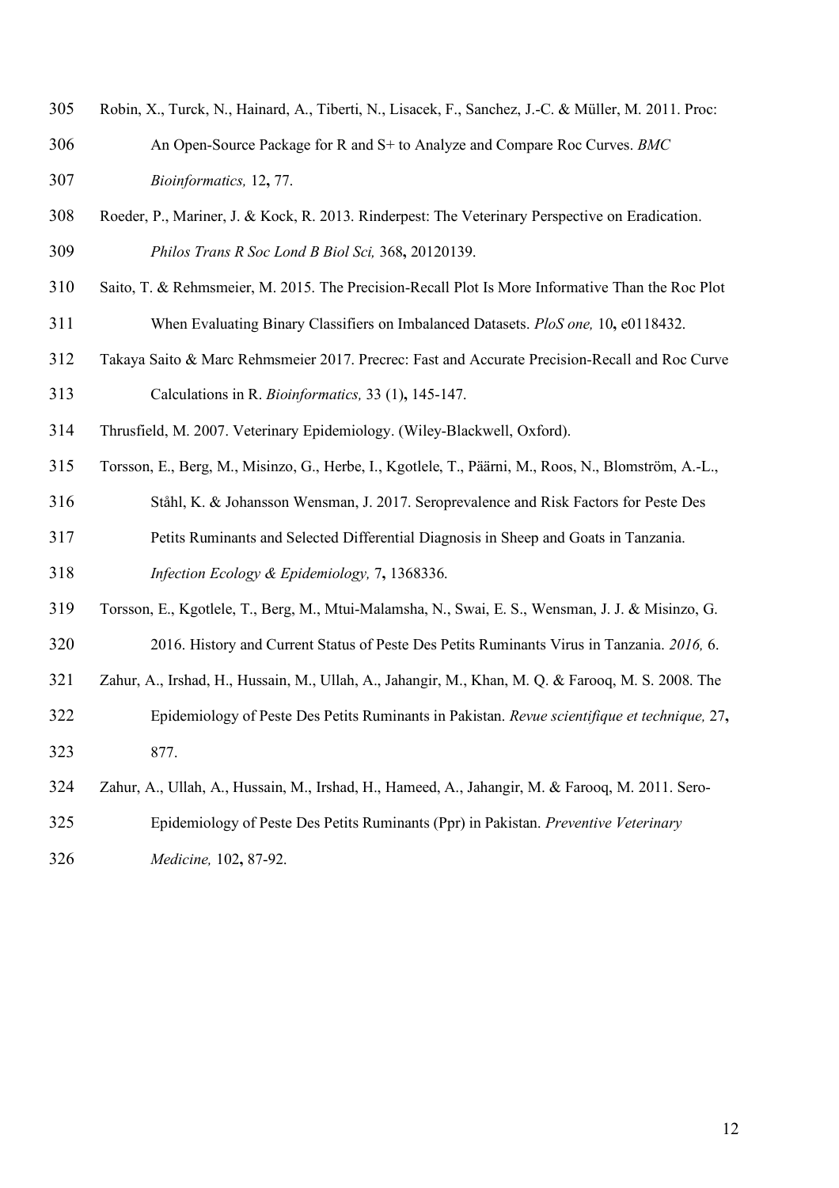Robin, X., Turck, N., Hainard, A., Tiberti, N., Lisacek, F., Sanchez, J.-C. & Müller, M. 2011. Proc: An Open-Source Package for R and S+ to Analyze and Compare Roc Curves. *BMC Bioinformatics,* 12**,** 77.

Roeder, P., Mariner, J. & Kock, R. 2013. Rinderpest: The Veterinary Perspective on Eradication. *Philos Trans R Soc Lond B Biol Sci,* 368**,** 20120139.

Saito, T. & Rehmsmeier, M. 2015. The Precision-Recall Plot Is More Informative Than the Roc Plot When Evaluating Binary Classifiers on Imbalanced Datasets. *PloS one,* 10**,** e0118432.

Takaya Saito & Marc Rehmsmeier 2017. Precrec: Fast and Accurate Precision-Recall and Roc Curve Calculations in R. *Bioinformatics,* 33 (1)**,** 145-147.

Thrusfield, M. 2007. Veterinary Epidemiology. (Wiley-Blackwell, Oxford).

Torsson, E., Berg, M., Misinzo, G., Herbe, I., Kgotlele, T., Päärni, M., Roos, N., Blomström, A.-L., Ståhl, K. & Johansson Wensman, J. 2017. Seroprevalence and Risk Factors for Peste Des Petits Ruminants and Selected Differential Diagnosis in Sheep and Goats in Tanzania. *Infection Ecology & Epidemiology,* 7**,** 1368336.

Torsson, E., Kgotlele, T., Berg, M., Mtui-Malamsha, N., Swai, E. S., Wensman, J. J. & Misinzo, G. 2016. History and Current Status of Peste Des Petits Ruminants Virus in Tanzania. *2016,* 6.

Zahur, A., Irshad, H., Hussain, M., Ullah, A., Jahangir, M., Khan, M. Q. & Farooq, M. S. 2008. The Epidemiology of Peste Des Petits Ruminants in Pakistan. *Revue scientifique et technique,* 27**,** 877.

Zahur, A., Ullah, A., Hussain, M., Irshad, H., Hameed, A., Jahangir, M. & Farooq, M. 2011. Sero-Epidemiology of Peste Des Petits Ruminants (Ppr) in Pakistan. *Preventive Veterinary Medicine,* 102**,** 87-92.